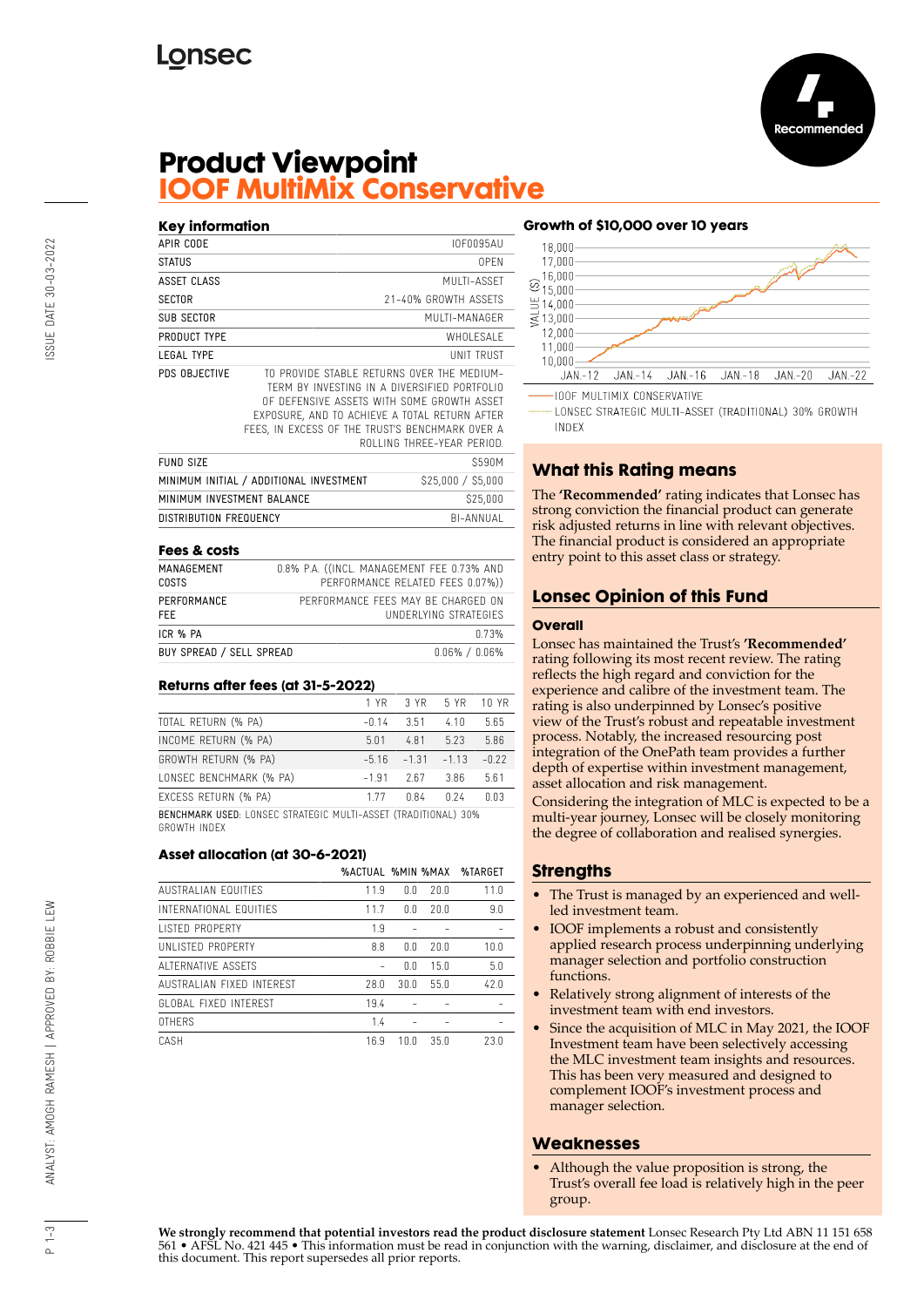# Product Viewpoint

## IOOF MultiMix Conservative

Recommended

### Key information

| | |
|---|---|
| APIR CODE | IOF0095AU |
| STATUS | OPEN |
| ASSET CLASS | MULTI-ASSET |
| SECTOR | 21-40% GROWTH ASSETS |
| SUB SECTOR | MULTI-MANAGER |
| PRODUCT TYPE | WHOLESALE |
| LEGAL TYPE | UNIT TRUST |
| PDS OBJECTIVE | TO PROVIDE STABLE RETURNS OVER THE MEDIUM-TERM BY INVESTING IN A DIVERSIFIED PORTFOLIO OF DEFENSIVE ASSETS WITH SOME GROWTH ASSET EXPOSURE, AND TO ACHIEVE A TOTAL RETURN AFTER FEES, IN EXCESS OF THE TRUST'S BENCHMARK OVER A ROLLING THREE-YEAR PERIOD. |
| FUND SIZE | $590M |
| MINIMUM INITIAL / ADDITIONAL INVESTMENT | $25,000 / $5,000 |
| MINIMUM INVESTMENT BALANCE | $25,000 |
| DISTRIBUTION FREQUENCY | BI-ANNUAL |

### Fees & costs

| | |
|---|---|
| MANAGEMENT COSTS | 0.8% P.A. ((INCL. MANAGEMENT FEE 0.73% AND PERFORMANCE RELATED FEES 0.07%)) |
| PERFORMANCE FEE | PERFORMANCE FEES MAY BE CHARGED ON UNDERLYING STRATEGIES |
| ICR % PA | 0.73% |
| BUY SPREAD / SELL SPREAD | 0.06% / 0.06% |

### Returns after fees (at 31-5-2022)

| | 1 YR | 3 YR | 5 YR | 10 YR |
|---|---|---|---|---|
| TOTAL RETURN (% PA) | -0.14 | 3.51 | 4.10 | 5.65 |
| INCOME RETURN (% PA) | 5.01 | 4.81 | 5.23 | 5.86 |
| GROWTH RETURN (% PA) | -5.16 | -1.31 | -1.13 | -0.22 |
| LONSEC BENCHMARK (% PA) | -1.91 | 2.67 | 3.86 | 5.61 |
| EXCESS RETURN (% PA) | 1.77 | 0.84 | 0.24 | 0.03 |

**BENCHMARK USED:** LONSEC STRATEGIC MULTI-ASSET (TRADITIONAL) 30% GROWTH INDEX

### Asset allocation (at 30-6-2021)

| | %ACTUAL | %MIN | %MAX | %TARGET |
|---|---|---|---|---|
| AUSTRALIAN EQUITIES | 11.9 | 0.0 | 20.0 | 11.0 |
| INTERNATIONAL EQUITIES | 11.7 | 0.0 | 20.0 | 9.0 |
| LISTED PROPERTY | 1.9 | - | - | - |
| UNLISTED PROPERTY | 8.8 | 0.0 | 20.0 | 10.0 |
| ALTERNATIVE ASSETS | - | 0.0 | 15.0 | 5.0 |
| AUSTRALIAN FIXED INTEREST | 28.0 | 30.0 | 55.0 | 42.0 |
| GLOBAL FIXED INTEREST | 19.4 | - | - | - |
| OTHERS | 1.4 | - | - | - |
| CASH | 16.9 | 10.0 | 35.0 | 23.0 |

### Growth of $10,000 over 10 years

IOOF MULTIMIX CONSERVATIVE
LONSEC STRATEGIC MULTI-ASSET (TRADITIONAL) 30% GROWTH INDEX

## What this Rating means

The **'Recommended'** rating indicates that Lonsec has strong conviction the financial product can generate risk adjusted returns in line with relevant objectives. The financial product is considered an appropriate entry point to this asset class or strategy.

## Lonsec Opinion of this Fund

### Overall

Lonsec has maintained the Trust's **'Recommended'** rating following its most recent review. The rating reflects the high regard and conviction for the experience and calibre of the investment team. The rating is also underpinned by Lonsec's positive view of the Trust's robust and repeatable investment process. Notably, the increased resourcing post integration of the OnePath team provides a further depth of expertise within investment management, asset allocation and risk management.

Considering the integration of MLC is expected to be a multi-year journey, Lonsec will be closely monitoring the degree of collaboration and realised synergies.

## Strengths

- The Trust is managed by an experienced and well-led investment team.
- IOOF implements a robust and consistently applied research process underpinning underlying manager selection and portfolio construction functions.
- Relatively strong alignment of interests of the investment team with end investors.
- Since the acquisition of MLC in May 2021, the IOOF Investment team have been selectively accessing the MLC investment team insights and resources. This has been very measured and designed to complement IOOF's investment process and manager selection.

## Weaknesses

- Although the value proposition is strong, the Trust's overall fee load is relatively high in the peer group.

**We strongly recommend that potential investors read the product disclosure statement** Lonsec Research Pty Ltd ABN 11 151 658 561 • AFSL No. 421 445 • This information must be read in conjunction with the warning, disclaimer, and disclosure at the end of this document. This report supersedes all prior reports.

ISSUE DATE 30-03-2022

ANALYST: AMOGH RAMESH | APPROVED BY: ROBBIE LEW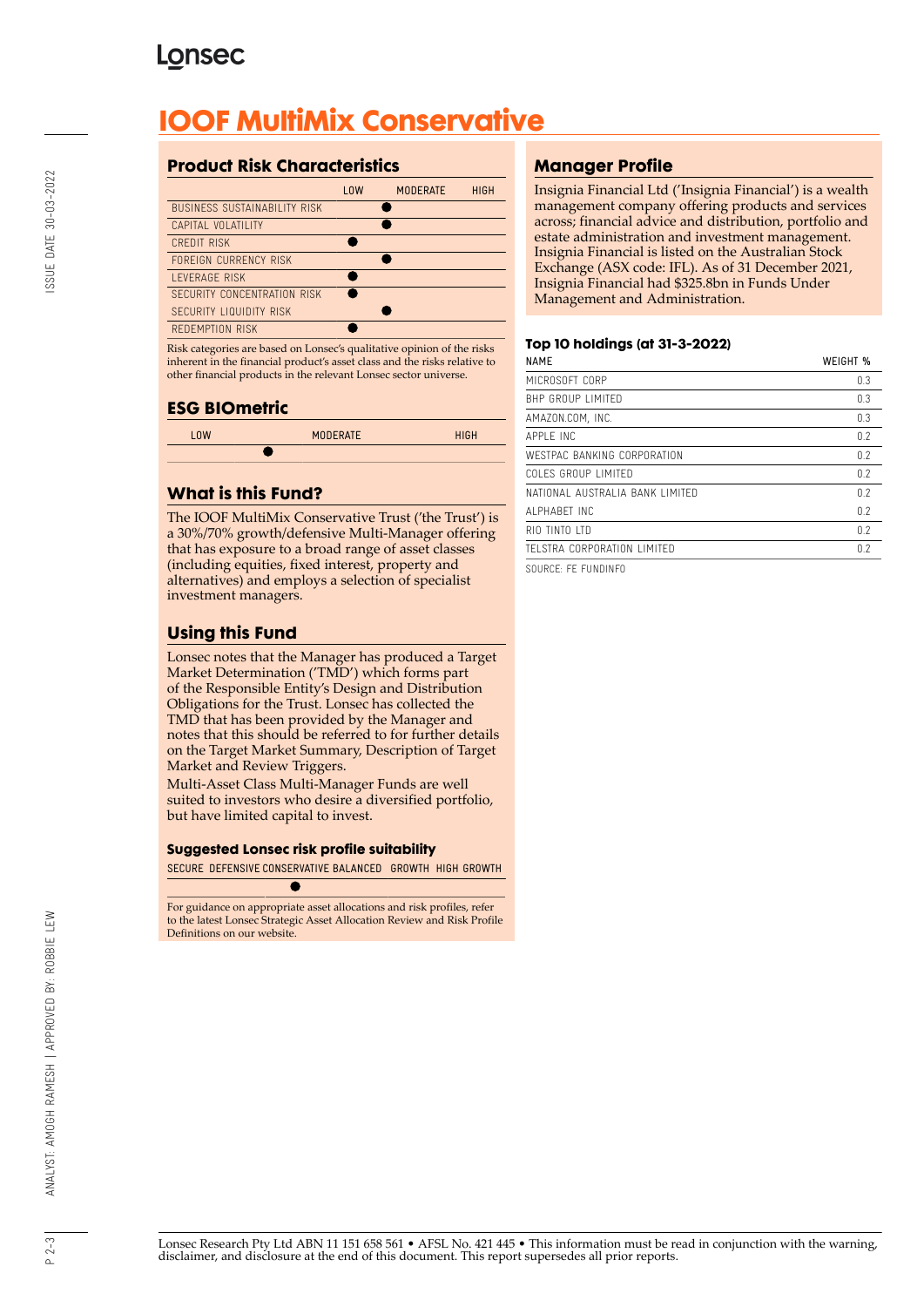# IOOF MultiMix Conservative

## Product Risk Characteristics

| | LOW | MODERATE | HIGH |
|---|---|---|---|
| BUSINESS SUSTAINABILITY RISK | | ● | |
| CAPITAL VOLATILITY | | ● | |
| CREDIT RISK | ● | | |
| FOREIGN CURRENCY RISK | | ● | |
| LEVERAGE RISK | ● | | |
| SECURITY CONCENTRATION RISK | ● | | |
| SECURITY LIQUIDITY RISK | | ● | |
| REDEMPTION RISK | ● | | |

Risk categories are based on Lonsec's qualitative opinion of the risks inherent in the financial product's asset class and the risks relative to other financial products in the relevant Lonsec sector universe.

## ESG BIOmetric

| LOW | | MODERATE | | HIGH |
|---|---|---|---|---|
| | ● | | | |

## What is this Fund?

The IOOF MultiMix Conservative Trust ('the Trust') is a 30%/70% growth/defensive Multi-Manager offering that has exposure to a broad range of asset classes (including equities, fixed interest, property and alternatives) and employs a selection of specialist investment managers.

## Using this Fund

Lonsec notes that the Manager has produced a Target Market Determination ('TMD') which forms part of the Responsible Entity's Design and Distribution Obligations for the Trust. Lonsec has collected the TMD that has been provided by the Manager and notes that this should be referred to for further details on the Target Market Summary, Description of Target Market and Review Triggers.

Multi-Asset Class Multi-Manager Funds are well suited to investors who desire a diversified portfolio, but have limited capital to invest.

### Suggested Lonsec risk profile suitability

| SECURE | DEFENSIVE | CONSERVATIVE | BALANCED | GROWTH | HIGH GROWTH |
|---|---|---|---|---|---|
| | | ● | | | |

For guidance on appropriate asset allocations and risk profiles, refer to the latest Lonsec Strategic Asset Allocation Review and Risk Profile Definitions on our website.

## Manager Profile

Insignia Financial Ltd ('Insignia Financial') is a wealth management company offering products and services across; financial advice and distribution, portfolio and estate administration and investment management. Insignia Financial is listed on the Australian Stock Exchange (ASX code: IFL). As of 31 December 2021, Insignia Financial had $325.8bn in Funds Under Management and Administration.

### Top 10 holdings (at 31-3-2022)

| NAME | WEIGHT % |
|---|---|
| MICROSOFT CORP | 0.3 |
| BHP GROUP LIMITED | 0.3 |
| AMAZON.COM, INC. | 0.3 |
| APPLE INC | 0.2 |
| WESTPAC BANKING CORPORATION | 0.2 |
| COLES GROUP LIMITED | 0.2 |
| NATIONAL AUSTRALIA BANK LIMITED | 0.2 |
| ALPHABET INC | 0.2 |
| RIO TINTO LTD | 0.2 |
| TELSTRA CORPORATION LIMITED | 0.2 |

SOURCE: FE FUNDINFO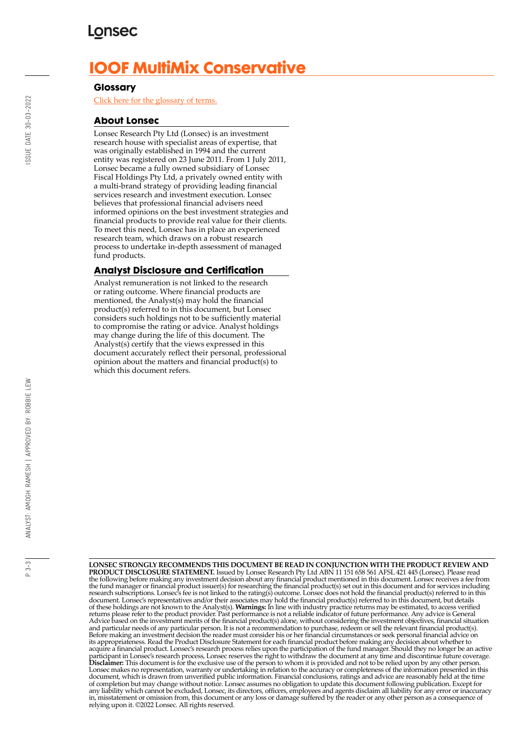# IOOF MultiMix Conservative

## Glossary

Click here for the glossary of terms.

## About Lonsec

Lonsec Research Pty Ltd (Lonsec) is an investment research house with specialist areas of expertise, that was originally established in 1994 and the current entity was registered on 23 June 2011. From 1 July 2011, Lonsec became a fully owned subsidiary of Lonsec Fiscal Holdings Pty Ltd, a privately owned entity with a multi-brand strategy of providing leading financial services research and investment execution. Lonsec believes that professional financial advisers need informed opinions on the best investment strategies and financial products to provide real value for their clients. To meet this need, Lonsec has in place an experienced research team, which draws on a robust research process to undertake in-depth assessment of managed fund products.

## Analyst Disclosure and Certification

Analyst remuneration is not linked to the research or rating outcome. Where financial products are mentioned, the Analyst(s) may hold the financial product(s) referred to in this document, but Lonsec considers such holdings not to be sufficiently material to compromise the rating or advice. Analyst holdings may change during the life of this document. The Analyst(s) certify that the views expressed in this document accurately reflect their personal, professional opinion about the matters and financial product(s) to which this document refers.

**LONSEC STRONGLY RECOMMENDS THIS DOCUMENT BE READ IN CONJUNCTION WITH THE PRODUCT REVIEW AND PRODUCT DISCLOSURE STATEMENT.** Issued by Lonsec Research Pty Ltd ABN 11 151 658 561 AFSL 421 445 (Lonsec). Please read the following before making any investment decision about any financial product mentioned in this document. Lonsec receives a fee from the fund manager or financial product issuer(s) for researching the financial product(s) set out in this document and for services including research subscriptions. Lonsec's fee is not linked to the rating(s) outcome. Lonsec does not hold the financial product(s) referred to in this document. Lonsec's representatives and/or their associates may hold the financial product(s) referred to in this document, but details of these holdings are not known to the Analyst(s). **Warnings:** In line with industry practice returns may be estimated, to access verified returns please refer to the product provider. Past performance is not a reliable indicator of future performance. Any advice is General Advice based on the investment merits of the financial product(s) alone, without considering the investment objectives, financial situation and particular needs of any particular person. It is not a recommendation to purchase, redeem or sell the relevant financial product(s). Before making an investment decision the reader must consider his or her financial circumstances or seek personal financial advice on its appropriateness. Read the Product Disclosure Statement for each financial product before making any decision about whether to acquire a financial product. Lonsec's research process relies upon the participation of the fund manager. Should they no longer be an active participant in Lonsec's research process, Lonsec reserves the right to withdraw the document at any time and discontinue future coverage. **Disclaimer:** This document is for the exclusive use of the person to whom it is provided and not to be relied upon by any other person. Lonsec makes no representation, warranty or undertaking in relation to the accuracy or completeness of the information presented in this document, which is drawn from unverified public information. Financial conclusions, ratings and advice are reasonably held at the time of completion but may change without notice. Lonsec assumes no obligation to update this document following publication. Except for any liability which cannot be excluded, Lonsec, its directors, officers, employees and agents disclaim all liability for any error or inaccuracy in, misstatement or omission from, this document or any loss or damage suffered by the reader or any other person as a consequence of relying upon it. ©2022 Lonsec. All rights reserved.